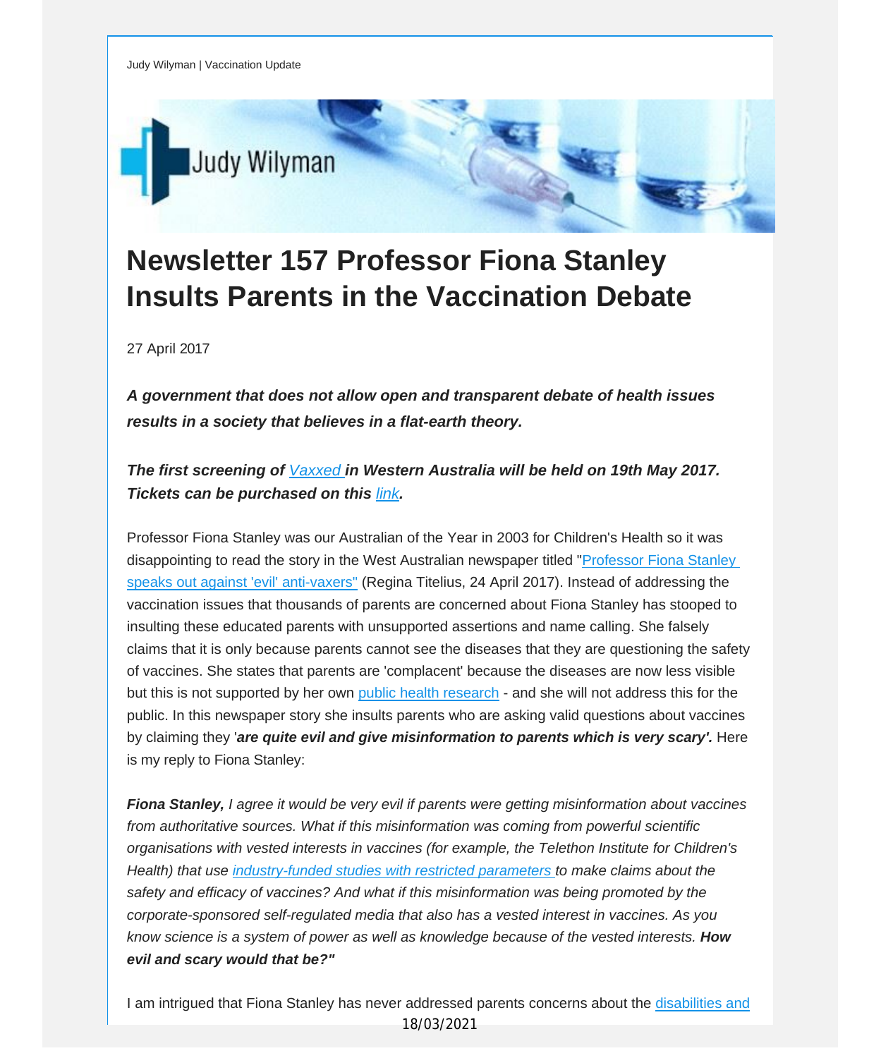Judy Wylman | Vaccination Update

# Newsletter 157 Professor Fiona Stanley Insults Parents in the Vaccination Debate

27 April 2017

***A government that does not allow open and transparent debate of health issues results in a society that believes in a flat-earth theory.***

***The first screening of Vaxxed in Western Australia will be held on 19th May 2017. Tickets can be purchased on this link.***

Professor Fiona Stanley was our Australian of the Year in 2003 for Children's Health so it was disappointing to read the story in the West Australian newspaper titled "Professor Fiona Stanley speaks out against 'evil' anti-vaxers" (Regina Titelius, 24 April 2017). Instead of addressing the vaccination issues that thousands of parents are concerned about Fiona Stanley has stooped to insulting these educated parents with unsupported assertions and name calling. She falsely claims that it is only because parents cannot see the diseases that they are questioning the safety of vaccines. She states that parents are 'complacent' because the diseases are now less visible but this is not supported by her own public health research - and she will not address this for the public. In this newspaper story she insults parents who are asking valid questions about vaccines by claiming they '***are quite evil and give misinformation to parents which is very scary'.*** Here is my reply to Fiona Stanley:

***Fiona Stanley,*** *I agree it would be very evil if parents were getting misinformation about vaccines from authoritative sources. What if this misinformation was coming from powerful scientific organisations with vested interests in vaccines (for example, the Telethon Institute for Children's Health) that use industry-funded studies with restricted parameters to make claims about the safety and efficacy of vaccines? And what if this misinformation was being promoted by the corporate-sponsored self-regulated media that also has a vested interest in vaccines. As you know science is a system of power as well as knowledge because of the vested interests.* ***How evil and scary would that be?"***

I am intrigued that Fiona Stanley has never addressed parents concerns about the disabilities and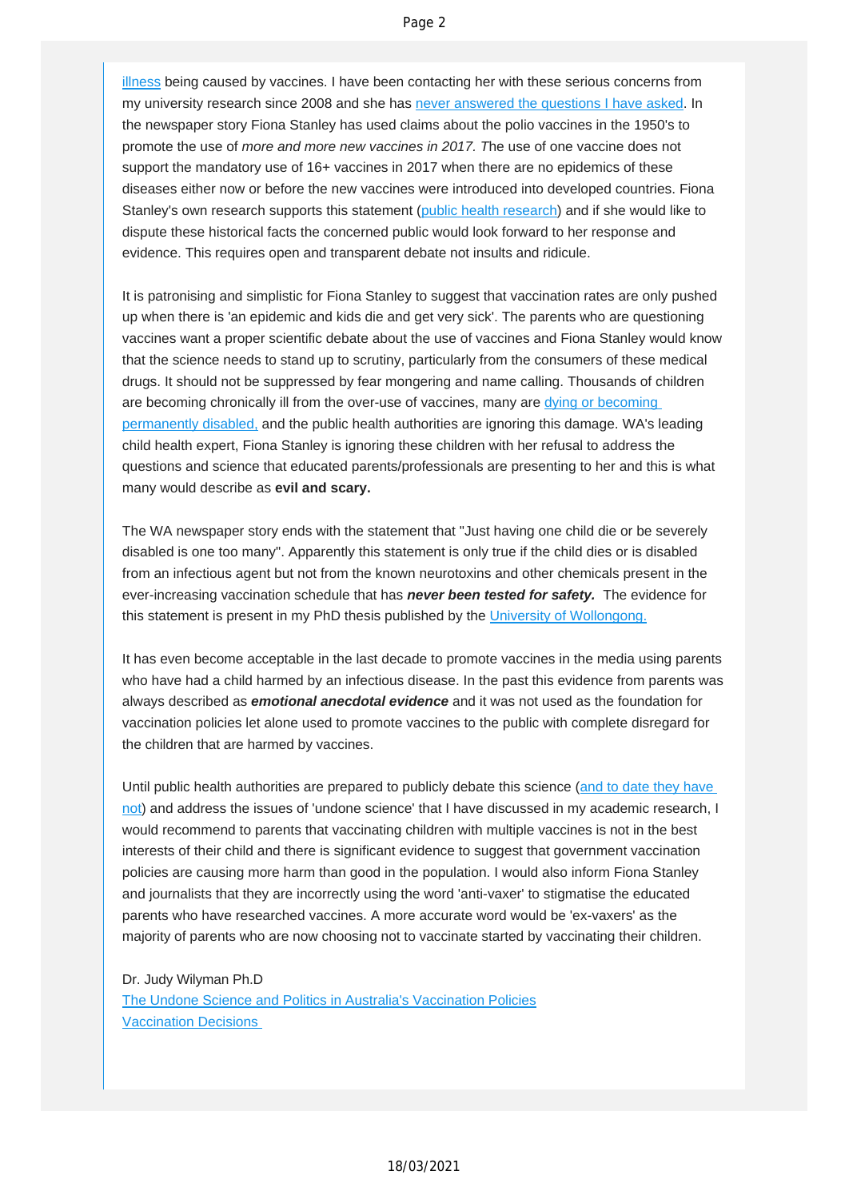illness being caused by vaccines. I have been contacting her with these serious concerns from my university research since 2008 and she has never answered the questions I have asked. In the newspaper story Fiona Stanley has used claims about the polio vaccines in the 1950's to promote the use of *more and more new vaccines in 2017. T*he use of one vaccine does not support the mandatory use of 16+ vaccines in 2017 when there are no epidemics of these diseases either now or before the new vaccines were introduced into developed countries. Fiona Stanley's own research supports this statement (public health research) and if she would like to dispute these historical facts the concerned public would look forward to her response and evidence. This requires open and transparent debate not insults and ridicule.

It is patronising and simplistic for Fiona Stanley to suggest that vaccination rates are only pushed up when there is 'an epidemic and kids die and get very sick'. The parents who are questioning vaccines want a proper scientific debate about the use of vaccines and Fiona Stanley would know that the science needs to stand up to scrutiny, particularly from the consumers of these medical drugs. It should not be suppressed by fear mongering and name calling. Thousands of children are becoming chronically ill from the over-use of vaccines, many are dying or becoming permanently disabled, and the public health authorities are ignoring this damage. WA's leading child health expert, Fiona Stanley is ignoring these children with her refusal to address the questions and science that educated parents/professionals are presenting to her and this is what many would describe as **evil and scary.**

The WA newspaper story ends with the statement that "Just having one child die or be severely disabled is one too many". Apparently this statement is only true if the child dies or is disabled from an infectious agent but not from the known neurotoxins and other chemicals present in the ever-increasing vaccination schedule that has ***never been tested for safety.*** The evidence for this statement is present in my PhD thesis published by the University of Wollongong.

It has even become acceptable in the last decade to promote vaccines in the media using parents who have had a child harmed by an infectious disease. In the past this evidence from parents was always described as ***emotional anecdotal evidence*** and it was not used as the foundation for vaccination policies let alone used to promote vaccines to the public with complete disregard for the children that are harmed by vaccines.

Until public health authorities are prepared to publicly debate this science (and to date they have not) and address the issues of 'undone science' that I have discussed in my academic research, I would recommend to parents that vaccinating children with multiple vaccines is not in the best interests of their child and there is significant evidence to suggest that government vaccination policies are causing more harm than good in the population. I would also inform Fiona Stanley and journalists that they are incorrectly using the word 'anti-vaxer' to stigmatise the educated parents who have researched vaccines. A more accurate word would be 'ex-vaxers' as the majority of parents who are now choosing not to vaccinate started by vaccinating their children.

Dr. Judy Wilyman Ph.D
The Undone Science and Politics in Australia's Vaccination Policies
Vaccination Decisions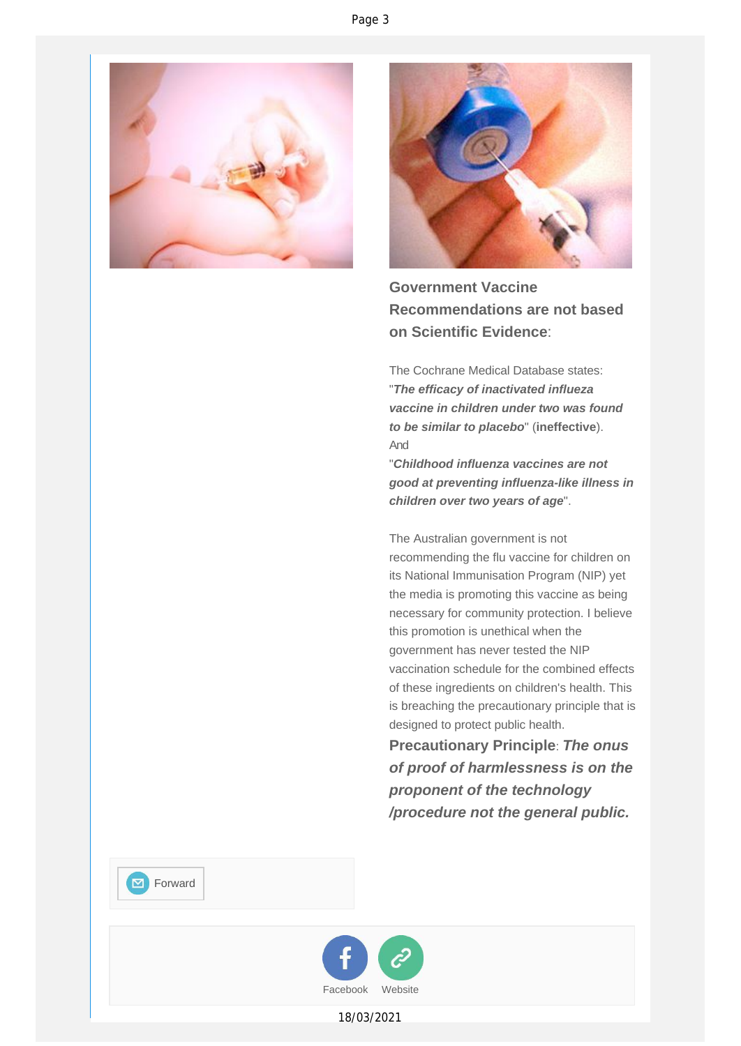**Government Vaccine Recommendations are not based on Scientific Evidence**:

The Cochrane Medical Database states:
"***The efficacy of inactivated influeza vaccine in children under two was found to be similar to placebo***" (**ineffective**).
And
"***Childhood influenza vaccines are not good at preventing influenza-like illness in children over two years of age***".

The Australian government is not recommending the flu vaccine for children on its National Immunisation Program (NIP) yet the media is promoting this vaccine as being necessary for community protection. I believe this promotion is unethical when the government has never tested the NIP vaccination schedule for the combined effects of these ingredients on children's health. This is breaching the precautionary principle that is designed to protect public health.

**Precautionary Principle**: ***The onus of proof of harmlessness is on the proponent of the technology /procedure not the general public.***

Forward

Facebook Website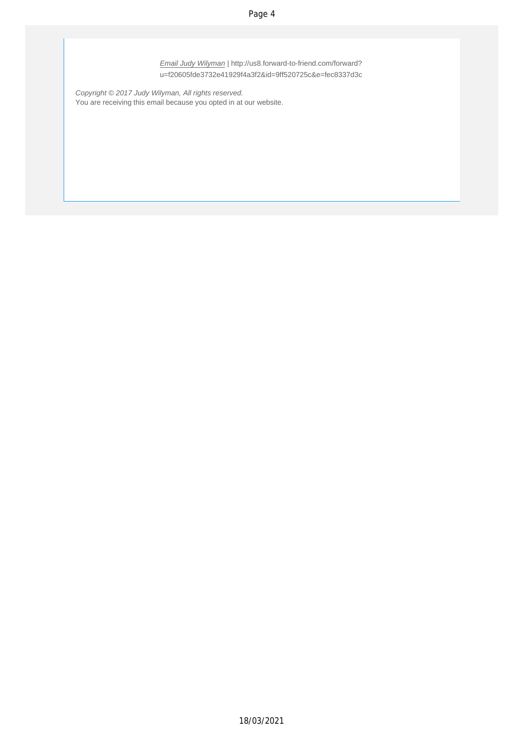*Email Judy Wilyman* | http://us8.forward-to-friend.com/forward?u=f20605fde3732e41929f4a3f2&id=9ff520725c&e=fec8337d3c

*Copyright © 2017 Judy Wilyman, All rights reserved.*
You are receiving this email because you opted in at our website.